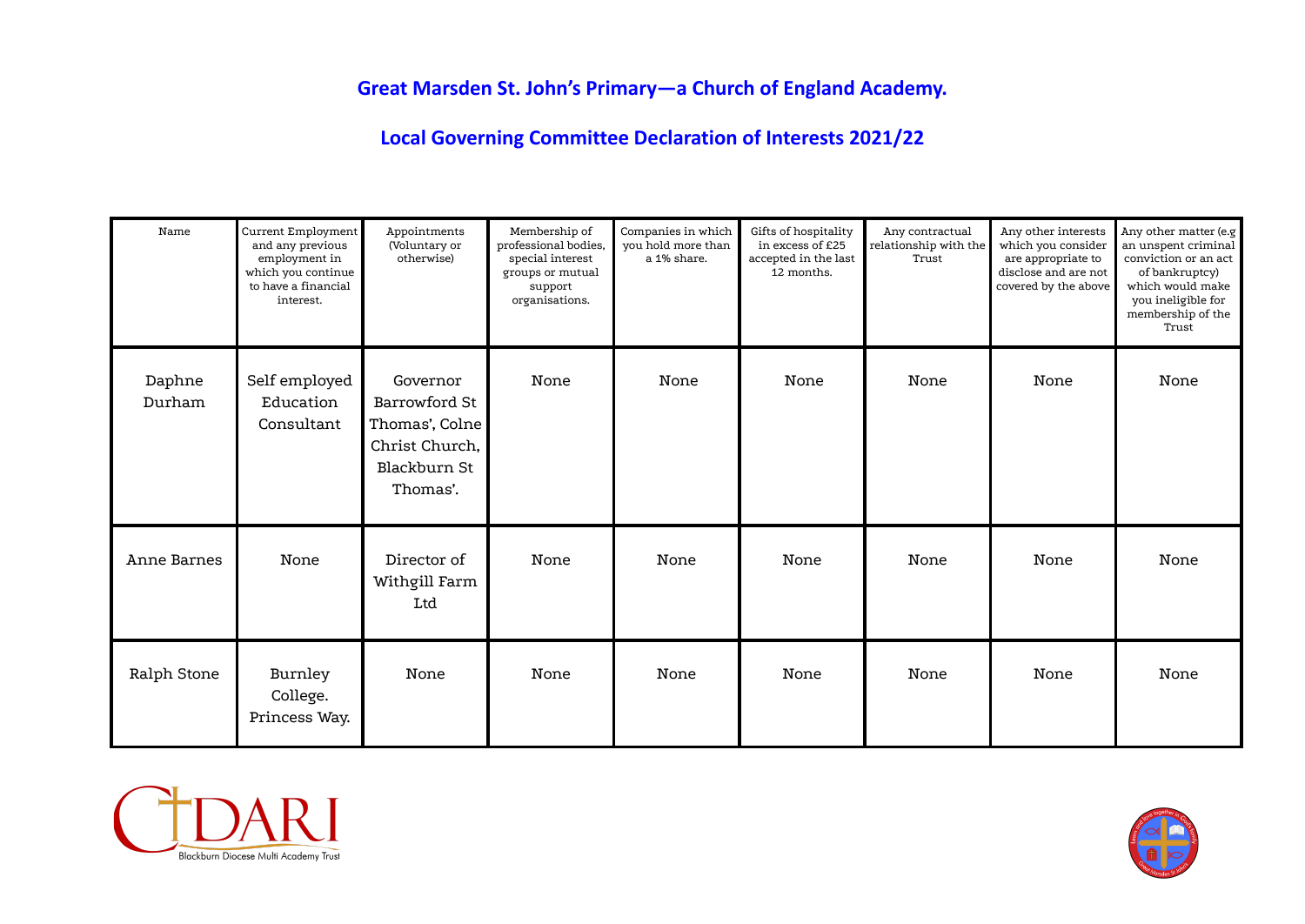## Great Marsden St. John's Primary—a Church of England Academy.

## Local Governing Committee Declaration of Interests 2021/22

| Name | Current Employment and any previous employment in which you continue to have a financial interest. | Appointments (Voluntary or otherwise) | Membership of professional bodies, special interest groups or mutual support organisations. | Companies in which you hold more than a 1% share. | Gifts of hospitality in excess of £25 accepted in the last 12 months. | Any contractual relationship with the Trust | Any other interests which you consider are appropriate to disclose and are not covered by the above | Any other matter (e.g an unspent criminal conviction or an act of bankruptcy) which would make you ineligible for membership of the Trust |
|---|---|---|---|---|---|---|---|---|
| Daphne Durham | Self employed Education Consultant | Governor Barrowford St Thomas', Colne Christ Church, Blackburn St Thomas'. | None | None | None | None | None | None |
| Anne Barnes | None | Director of Withgill Farm Ltd | None | None | None | None | None | None |
| Ralph Stone | Burnley College. Princess Way. | None | None | None | None | None | None | None |

CDARI Blackburn Diocese Multi Academy Trust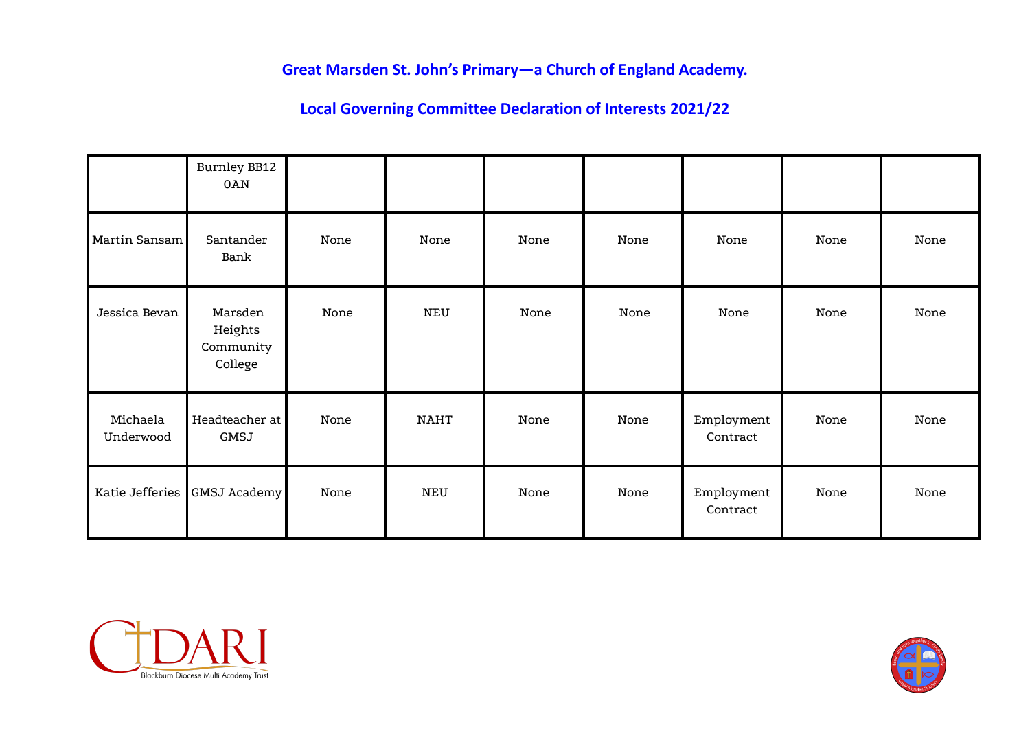**Great Marsden St. John's Primary—a Church of England Academy.**

**Local Governing Committee Declaration of Interests 2021/22**

| | | | | | | | | |
|---|---|---|---|---|---|---|---|---|
| | Burnley BB12 0AN | | | | | | | |
| Martin Sansam | Santander Bank | None | None | None | None | None | None | None |
| Jessica Bevan | Marsden Heights Community College | None | NEU | None | None | None | None | None |
| Michaela Underwood | Headteacher at GMSJ | None | NAHT | None | None | Employment Contract | None | None |
| Katie Jefferies | GMSJ Academy | None | NEU | None | None | Employment Contract | None | None |

CIDARI
Blackburn Diocese Multi Academy Trust